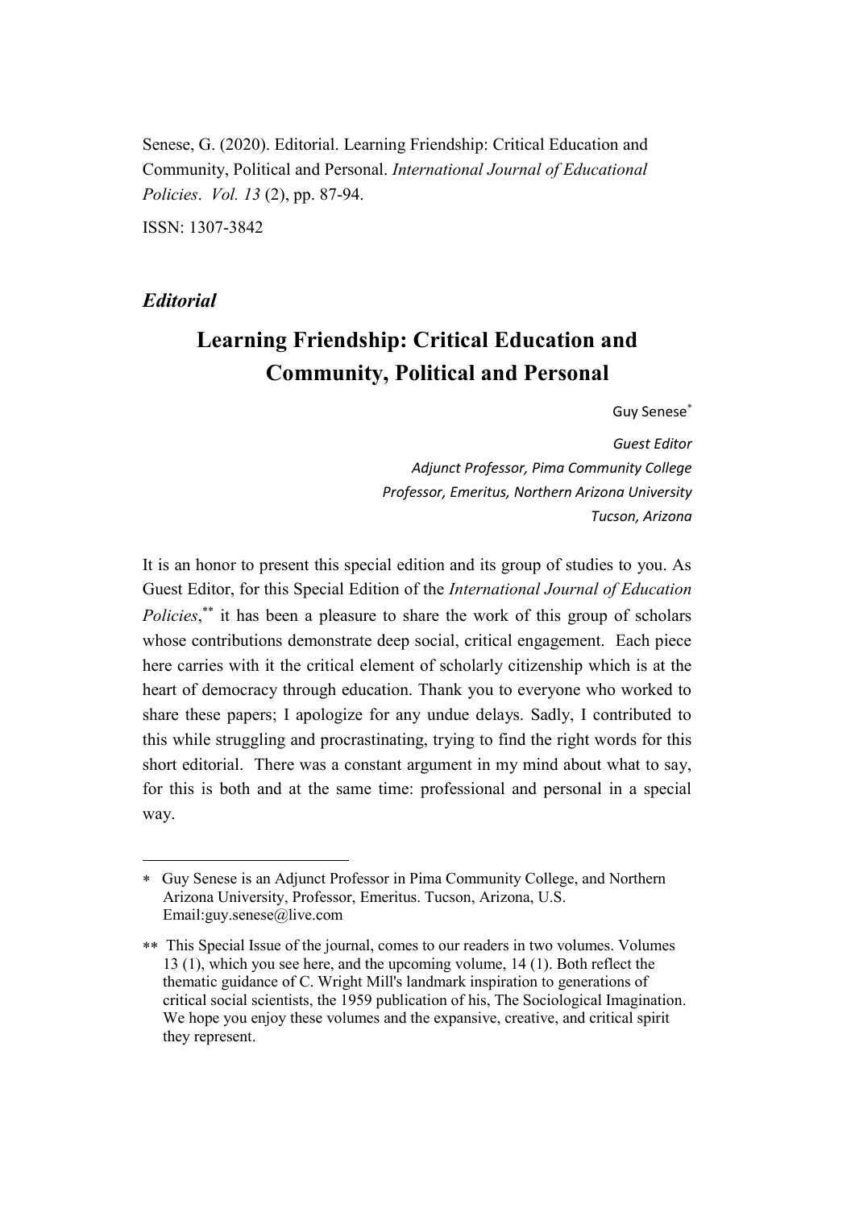Senese, G. (2020). Editorial. Learning Friendship: Critical Education and Community, Political and Personal. *International Journal of Educational Policies*. *Vol. 13* (2), pp. 87-94.

ISSN: 1307-3842

***Editorial***

# Learning Friendship: Critical Education and Community, Political and Personal

Guy Senese[*]

*Guest Editor*
*Adjunct Professor, Pima Community College*
*Professor, Emeritus, Northern Arizona University*
*Tucson, Arizona*

It is an honor to present this special edition and its group of studies to you. As Guest Editor, for this Special Edition of the *International Journal of Education Policies*,[**] it has been a pleasure to share the work of this group of scholars whose contributions demonstrate deep social, critical engagement. Each piece here carries with it the critical element of scholarly citizenship which is at the heart of democracy through education. Thank you to everyone who worked to share these papers; I apologize for any undue delays. Sadly, I contributed to this while struggling and procrastinating, trying to find the right words for this short editorial. There was a constant argument in my mind about what to say, for this is both and at the same time: professional and personal in a special way.

---

[*] Guy Senese is an Adjunct Professor in Pima Community College, and Northern Arizona University, Professor, Emeritus. Tucson, Arizona, U.S. Email:guy.senese@live.com

[**] This Special Issue of the journal, comes to our readers in two volumes. Volumes 13 (1), which you see here, and the upcoming volume, 14 (1). Both reflect the thematic guidance of C. Wright Mill's landmark inspiration to generations of critical social scientists, the 1959 publication of his, The Sociological Imagination. We hope you enjoy these volumes and the expansive, creative, and critical spirit they represent.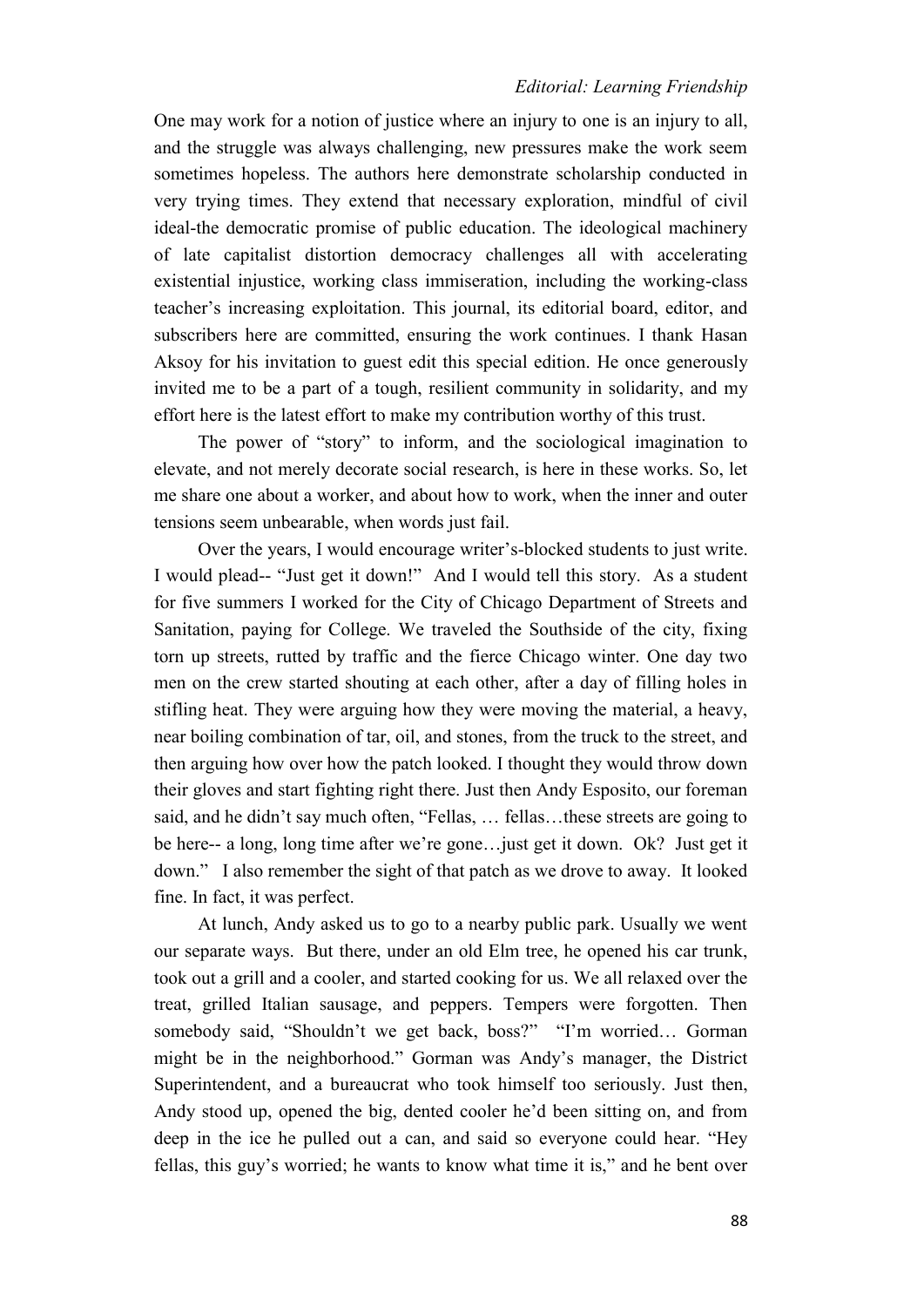One may work for a notion of justice where an injury to one is an injury to all, and the struggle was always challenging, new pressures make the work seem sometimes hopeless. The authors here demonstrate scholarship conducted in very trying times. They extend that necessary exploration, mindful of civil ideal-the democratic promise of public education. The ideological machinery of late capitalist distortion democracy challenges all with accelerating existential injustice, working class immiseration, including the working-class teacher's increasing exploitation. This journal, its editorial board, editor, and subscribers here are committed, ensuring the work continues. I thank Hasan Aksoy for his invitation to guest edit this special edition. He once generously invited me to be a part of a tough, resilient community in solidarity, and my effort here is the latest effort to make my contribution worthy of this trust.

The power of "story" to inform, and the sociological imagination to elevate, and not merely decorate social research, is here in these works. So, let me share one about a worker, and about how to work, when the inner and outer tensions seem unbearable, when words just fail.

Over the years, I would encourage writer's-blocked students to just write. I would plead-- "Just get it down!" And I would tell this story. As a student for five summers I worked for the City of Chicago Department of Streets and Sanitation, paying for College. We traveled the Southside of the city, fixing torn up streets, rutted by traffic and the fierce Chicago winter. One day two men on the crew started shouting at each other, after a day of filling holes in stifling heat. They were arguing how they were moving the material, a heavy, near boiling combination of tar, oil, and stones, from the truck to the street, and then arguing how over how the patch looked. I thought they would throw down their gloves and start fighting right there. Just then Andy Esposito, our foreman said, and he didn't say much often, "Fellas, … fellas…these streets are going to be here-- a long, long time after we're gone…just get it down. Ok? Just get it down." I also remember the sight of that patch as we drove to away. It looked fine. In fact, it was perfect.

At lunch, Andy asked us to go to a nearby public park. Usually we went our separate ways. But there, under an old Elm tree, he opened his car trunk, took out a grill and a cooler, and started cooking for us. We all relaxed over the treat, grilled Italian sausage, and peppers. Tempers were forgotten. Then somebody said, "Shouldn't we get back, boss?" "I'm worried… Gorman might be in the neighborhood." Gorman was Andy's manager, the District Superintendent, and a bureaucrat who took himself too seriously. Just then, Andy stood up, opened the big, dented cooler he'd been sitting on, and from deep in the ice he pulled out a can, and said so everyone could hear. "Hey fellas, this guy's worried; he wants to know what time it is," and he bent over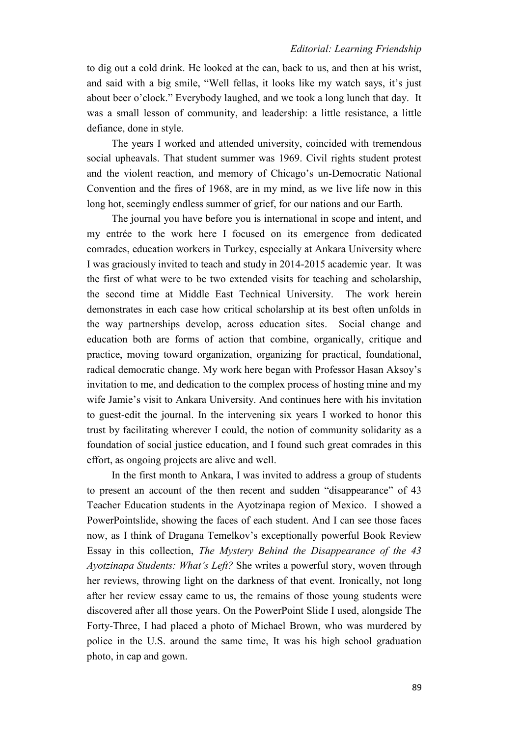to dig out a cold drink. He looked at the can, back to us, and then at his wrist, and said with a big smile, "Well fellas, it looks like my watch says, it's just about beer o'clock." Everybody laughed, and we took a long lunch that day. It was a small lesson of community, and leadership: a little resistance, a little defiance, done in style.

The years I worked and attended university, coincided with tremendous social upheavals. That student summer was 1969. Civil rights student protest and the violent reaction, and memory of Chicago's un-Democratic National Convention and the fires of 1968, are in my mind, as we live life now in this long hot, seemingly endless summer of grief, for our nations and our Earth.

The journal you have before you is international in scope and intent, and my entrée to the work here I focused on its emergence from dedicated comrades, education workers in Turkey, especially at Ankara University where I was graciously invited to teach and study in 2014-2015 academic year. It was the first of what were to be two extended visits for teaching and scholarship, the second time at Middle East Technical University. The work herein demonstrates in each case how critical scholarship at its best often unfolds in the way partnerships develop, across education sites. Social change and education both are forms of action that combine, organically, critique and practice, moving toward organization, organizing for practical, foundational, radical democratic change. My work here began with Professor Hasan Aksoy's invitation to me, and dedication to the complex process of hosting mine and my wife Jamie's visit to Ankara University. And continues here with his invitation to guest-edit the journal. In the intervening six years I worked to honor this trust by facilitating wherever I could, the notion of community solidarity as a foundation of social justice education, and I found such great comrades in this effort, as ongoing projects are alive and well.

In the first month to Ankara, I was invited to address a group of students to present an account of the then recent and sudden "disappearance" of 43 Teacher Education students in the Ayotzinapa region of Mexico. I showed a PowerPointslide, showing the faces of each student. And I can see those faces now, as I think of Dragana Temelkov's exceptionally powerful Book Review Essay in this collection, *The Mystery Behind the Disappearance of the 43 Ayotzinapa Students: What's Left?* She writes a powerful story, woven through her reviews, throwing light on the darkness of that event. Ironically, not long after her review essay came to us, the remains of those young students were discovered after all those years. On the PowerPoint Slide I used, alongside The Forty-Three, I had placed a photo of Michael Brown, who was murdered by police in the U.S. around the same time, It was his high school graduation photo, in cap and gown.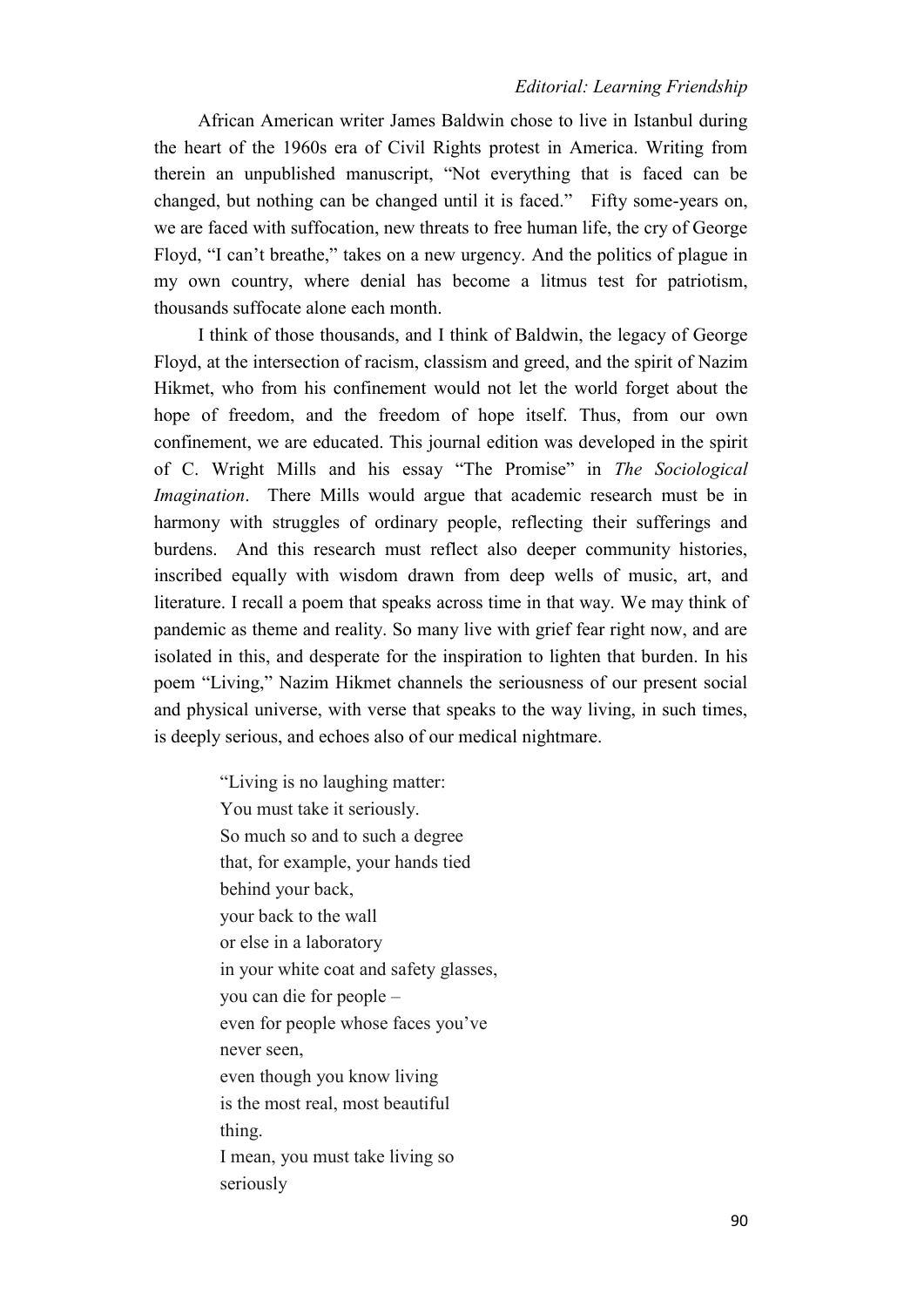African American writer James Baldwin chose to live in Istanbul during the heart of the 1960s era of Civil Rights protest in America. Writing from therein an unpublished manuscript, "Not everything that is faced can be changed, but nothing can be changed until it is faced." Fifty some-years on, we are faced with suffocation, new threats to free human life, the cry of George Floyd, "I can't breathe," takes on a new urgency. And the politics of plague in my own country, where denial has become a litmus test for patriotism, thousands suffocate alone each month.

I think of those thousands, and I think of Baldwin, the legacy of George Floyd, at the intersection of racism, classism and greed, and the spirit of Nazim Hikmet, who from his confinement would not let the world forget about the hope of freedom, and the freedom of hope itself. Thus, from our own confinement, we are educated. This journal edition was developed in the spirit of C. Wright Mills and his essay "The Promise" in *The Sociological Imagination*. There Mills would argue that academic research must be in harmony with struggles of ordinary people, reflecting their sufferings and burdens. And this research must reflect also deeper community histories, inscribed equally with wisdom drawn from deep wells of music, art, and literature. I recall a poem that speaks across time in that way. We may think of pandemic as theme and reality. So many live with grief fear right now, and are isolated in this, and desperate for the inspiration to lighten that burden. In his poem "Living," Nazim Hikmet channels the seriousness of our present social and physical universe, with verse that speaks to the way living, in such times, is deeply serious, and echoes also of our medical nightmare.

> "Living is no laughing matter:  
> You must take it seriously.  
> So much so and to such a degree  
> that, for example, your hands tied  
> behind your back,  
> your back to the wall  
> or else in a laboratory  
> in your white coat and safety glasses,  
> you can die for people –  
> even for people whose faces you've  
> never seen,  
> even though you know living  
> is the most real, most beautiful  
> thing.  
> I mean, you must take living so  
> seriously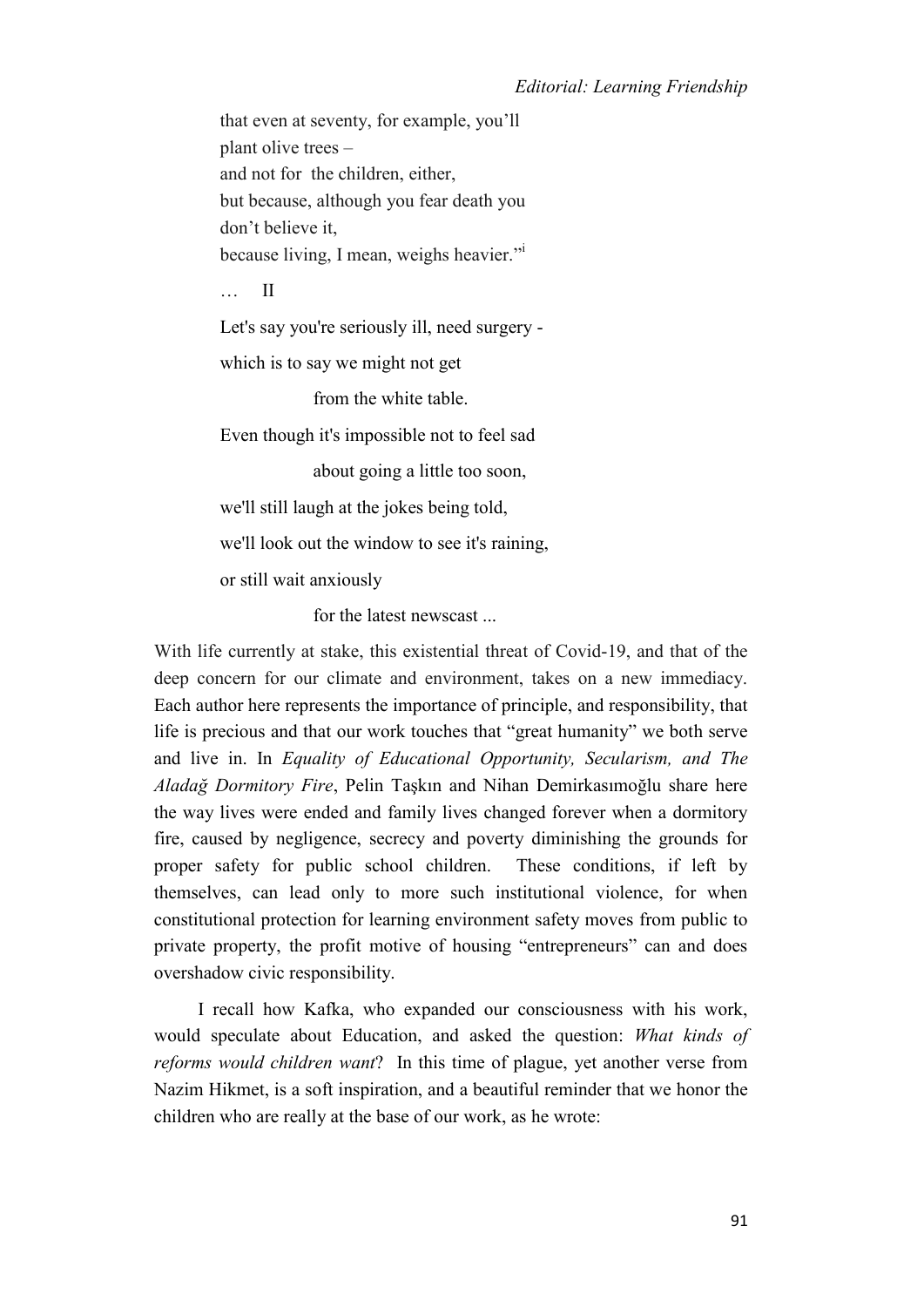that even at seventy, for example, you'll
plant olive trees –
and not for the children, either,
but because, although you fear death you
don't believe it,
because living, I mean, weighs heavier."[i]

… II

Let's say you're seriously ill, need surgery -

which is to say we might not get

from the white table.

Even though it's impossible not to feel sad

about going a little too soon,

we'll still laugh at the jokes being told,

we'll look out the window to see it's raining,

or still wait anxiously

for the latest newscast ...

With life currently at stake, this existential threat of Covid-19, and that of the deep concern for our climate and environment, takes on a new immediacy. Each author here represents the importance of principle, and responsibility, that life is precious and that our work touches that "great humanity" we both serve and live in. In *Equality of Educational Opportunity, Secularism, and The Aladağ Dormitory Fire*, Pelin Taşkın and Nihan Demirkasımoğlu share here the way lives were ended and family lives changed forever when a dormitory fire, caused by negligence, secrecy and poverty diminishing the grounds for proper safety for public school children. These conditions, if left by themselves, can lead only to more such institutional violence, for when constitutional protection for learning environment safety moves from public to private property, the profit motive of housing "entrepreneurs" can and does overshadow civic responsibility.

I recall how Kafka, who expanded our consciousness with his work, would speculate about Education, and asked the question: *What kinds of reforms would children want*? In this time of plague, yet another verse from Nazim Hikmet, is a soft inspiration, and a beautiful reminder that we honor the children who are really at the base of our work, as he wrote: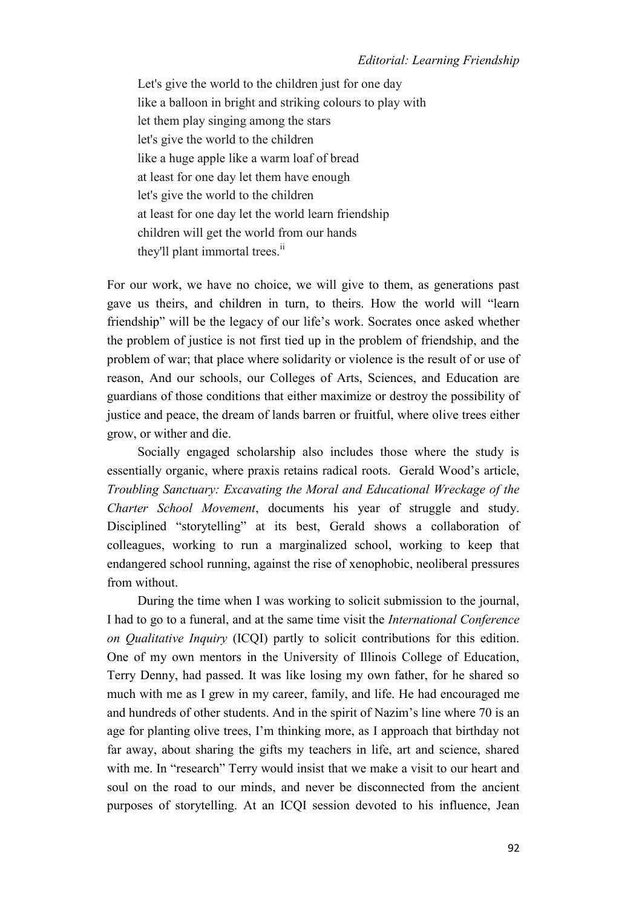Let's give the world to the children just for one day
like a balloon in bright and striking colours to play with
let them play singing among the stars
let's give the world to the children
like a huge apple like a warm loaf of bread
at least for one day let them have enough
let's give the world to the children
at least for one day let the world learn friendship
children will get the world from our hands
they'll plant immortal trees.[ii]

For our work, we have no choice, we will give to them, as generations past gave us theirs, and children in turn, to theirs. How the world will "learn friendship" will be the legacy of our life's work. Socrates once asked whether the problem of justice is not first tied up in the problem of friendship, and the problem of war; that place where solidarity or violence is the result of or use of reason, And our schools, our Colleges of Arts, Sciences, and Education are guardians of those conditions that either maximize or destroy the possibility of justice and peace, the dream of lands barren or fruitful, where olive trees either grow, or wither and die.

Socially engaged scholarship also includes those where the study is essentially organic, where praxis retains radical roots. Gerald Wood's article, *Troubling Sanctuary: Excavating the Moral and Educational Wreckage of the Charter School Movement*, documents his year of struggle and study. Disciplined "storytelling" at its best, Gerald shows a collaboration of colleagues, working to run a marginalized school, working to keep that endangered school running, against the rise of xenophobic, neoliberal pressures from without.

During the time when I was working to solicit submission to the journal, I had to go to a funeral, and at the same time visit the *International Conference on Qualitative Inquiry* (ICQI) partly to solicit contributions for this edition. One of my own mentors in the University of Illinois College of Education, Terry Denny, had passed. It was like losing my own father, for he shared so much with me as I grew in my career, family, and life. He had encouraged me and hundreds of other students. And in the spirit of Nazim's line where 70 is an age for planting olive trees, I'm thinking more, as I approach that birthday not far away, about sharing the gifts my teachers in life, art and science, shared with me. In "research" Terry would insist that we make a visit to our heart and soul on the road to our minds, and never be disconnected from the ancient purposes of storytelling. At an ICQI session devoted to his influence, Jean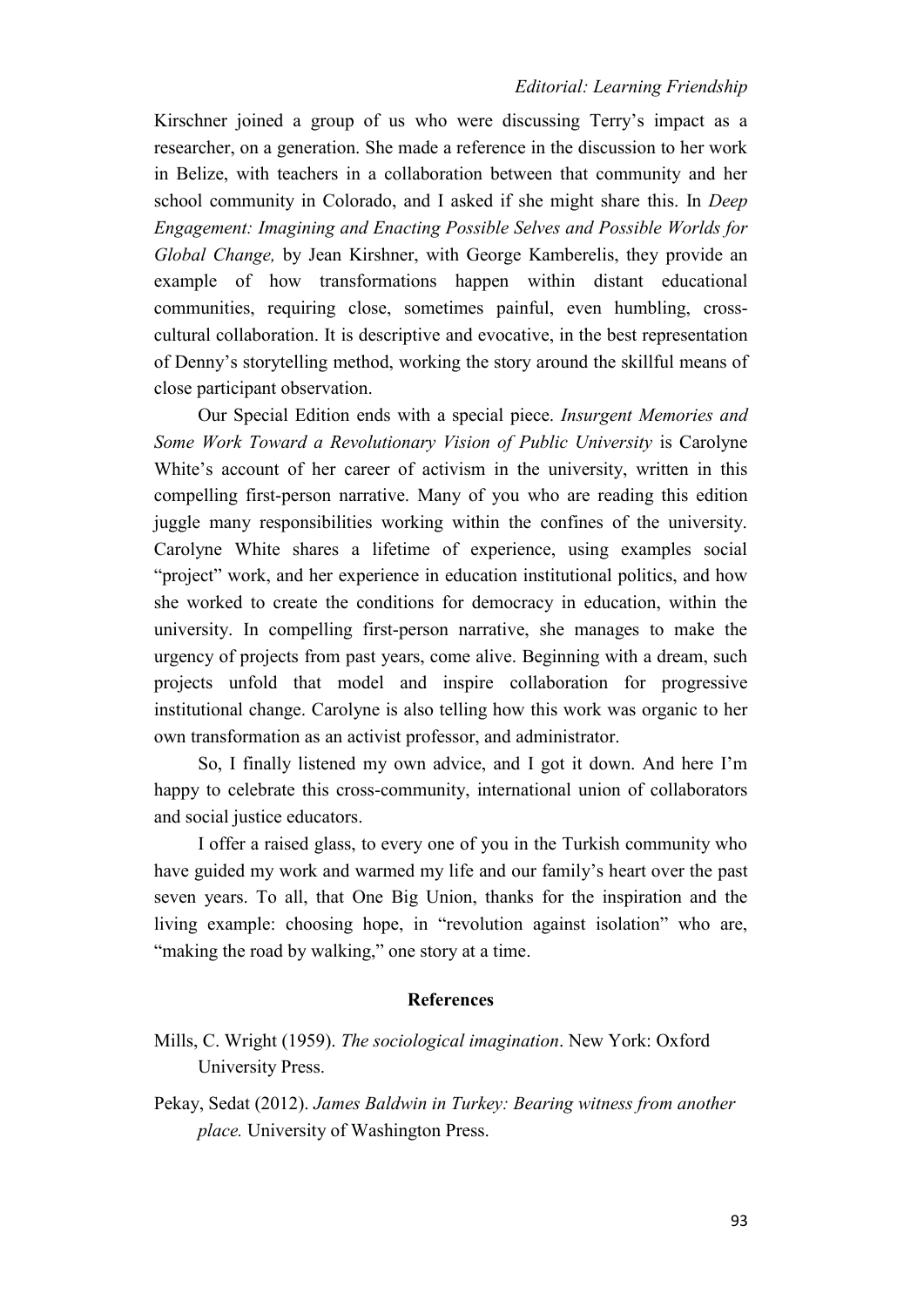Kirschner joined a group of us who were discussing Terry's impact as a researcher, on a generation. She made a reference in the discussion to her work in Belize, with teachers in a collaboration between that community and her school community in Colorado, and I asked if she might share this. In *Deep Engagement: Imagining and Enacting Possible Selves and Possible Worlds for Global Change,* by Jean Kirshner, with George Kamberelis, they provide an example of how transformations happen within distant educational communities, requiring close, sometimes painful, even humbling, cross-cultural collaboration. It is descriptive and evocative, in the best representation of Denny's storytelling method, working the story around the skillful means of close participant observation.

Our Special Edition ends with a special piece. *Insurgent Memories and Some Work Toward a Revolutionary Vision of Public University* is Carolyne White's account of her career of activism in the university, written in this compelling first-person narrative. Many of you who are reading this edition juggle many responsibilities working within the confines of the university. Carolyne White shares a lifetime of experience, using examples social "project" work, and her experience in education institutional politics, and how she worked to create the conditions for democracy in education, within the university. In compelling first-person narrative, she manages to make the urgency of projects from past years, come alive. Beginning with a dream, such projects unfold that model and inspire collaboration for progressive institutional change. Carolyne is also telling how this work was organic to her own transformation as an activist professor, and administrator.

So, I finally listened my own advice, and I got it down. And here I'm happy to celebrate this cross-community, international union of collaborators and social justice educators.

I offer a raised glass, to every one of you in the Turkish community who have guided my work and warmed my life and our family's heart over the past seven years. To all, that One Big Union, thanks for the inspiration and the living example: choosing hope, in "revolution against isolation" who are, "making the road by walking," one story at a time.

## References

Mills, C. Wright (1959). *The sociological imagination*. New York: Oxford University Press.

Pekay, Sedat (2012). *James Baldwin in Turkey: Bearing witness from another place.* University of Washington Press.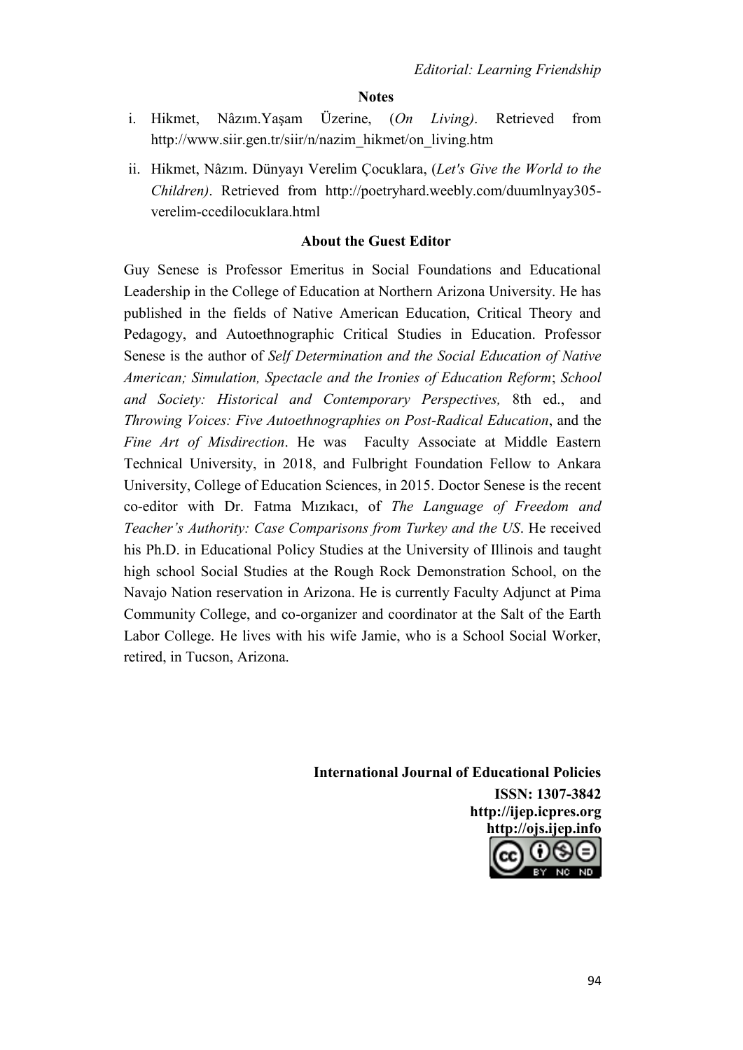### Notes

i. Hikmet, Nâzım.Yaşam Üzerine, (*On Living)*. Retrieved from http://www.siir.gen.tr/siir/n/nazim_hikmet/on_living.htm

ii. Hikmet, Nâzım. Dünyayı Verelim Çocuklara, (*Let's Give the World to the Children)*. Retrieved from http://poetryhard.weebly.com/duumlnyay305-verelim-ccedilocuklara.html

### About the Guest Editor

Guy Senese is Professor Emeritus in Social Foundations and Educational Leadership in the College of Education at Northern Arizona University. He has published in the fields of Native American Education, Critical Theory and Pedagogy, and Autoethnographic Critical Studies in Education. Professor Senese is the author of *Self Determination and the Social Education of Native American; Simulation, Spectacle and the Ironies of Education Reform*; *School and Society: Historical and Contemporary Perspectives,* 8th ed., and *Throwing Voices: Five Autoethnographies on Post-Radical Education*, and the *Fine Art of Misdirection*. He was Faculty Associate at Middle Eastern Technical University, in 2018, and Fulbright Foundation Fellow to Ankara University, College of Education Sciences, in 2015. Doctor Senese is the recent co-editor with Dr. Fatma Mızıkacı, of *The Language of Freedom and Teacher's Authority: Case Comparisons from Turkey and the US*. He received his Ph.D. in Educational Policy Studies at the University of Illinois and taught high school Social Studies at the Rough Rock Demonstration School, on the Navajo Nation reservation in Arizona. He is currently Faculty Adjunct at Pima Community College, and co-organizer and coordinator at the Salt of the Earth Labor College. He lives with his wife Jamie, who is a School Social Worker, retired, in Tucson, Arizona.

**International Journal of Educational Policies**
**ISSN: 1307-3842**
**http://ijep.icpres.org**
**http://ojs.ijep.info**